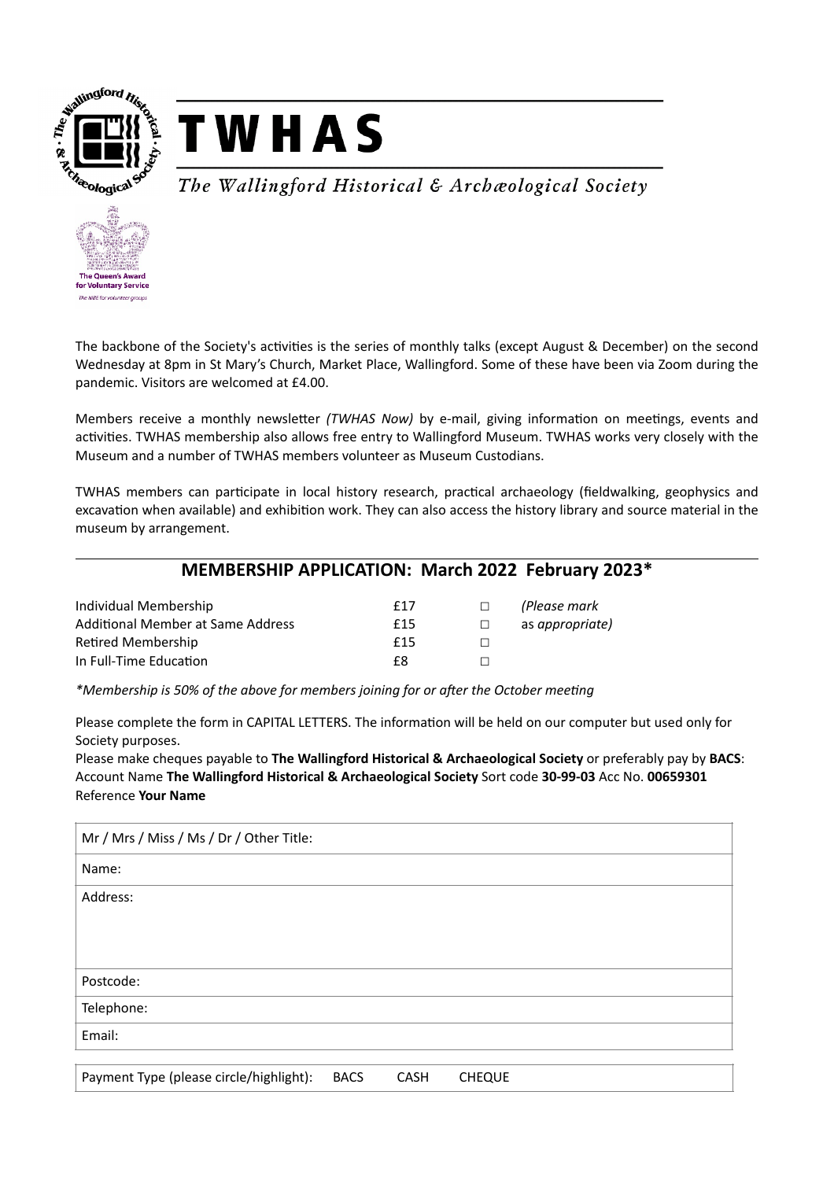# TWHAS

*The Wallingford Historical & Archæological Society*

The Queen's Award for Voluntary Service

*The MBE for volunteer groups*

The backbone of the Society's activities is the series of monthly talks (except August & December) on the second Wednesday at 8pm in St Mary's Church, Market Place, Wallingford. Some of these have been via Zoom during the pandemic. Visitors are welcomed at £4.00.

Members receive a monthly newsletter *(TWHAS Now)* by e-mail, giving information on meetings, events and activities. TWHAS membership also allows free entry to Wallingford Museum. TWHAS works very closely with the Museum and a number of TWHAS members volunteer as Museum Custodians.

TWHAS members can participate in local history research, practical archaeology (fieldwalking, geophysics and excavation when available) and exhibition work. They can also access the history library and source material in the museum by arrangement.

## MEMBERSHIP APPLICATION: March 2022 February 2023*

| | | | |
|---|---|---|---|
| Individual Membership | £17 | □ | *(Please mark* |
| Additional Member at Same Address | £15 | □ | as *appropriate)* |
| Retired Membership | £15 | □ | |
| In Full-Time Education | £8 | □ | |

*\*Membership is 50% of the above for members joining for or after the October meeting*

Please complete the form in CAPITAL LETTERS. The information will be held on our computer but used only for Society purposes.

Please make cheques payable to **The Wallingford Historical & Archaeological Society** or preferably pay by **BACS**: Account Name **The Wallingford Historical & Archaeological Society** Sort code **30-99-03** Acc No. **00659301** Reference **Your Name**

| |
|---|
| Mr / Mrs / Miss / Ms / Dr / Other Title: |
| Name: |
| Address: |
| Postcode: |
| Telephone: |
| Email: |

Payment Type (please circle/highlight): BACS CASH CHEQUE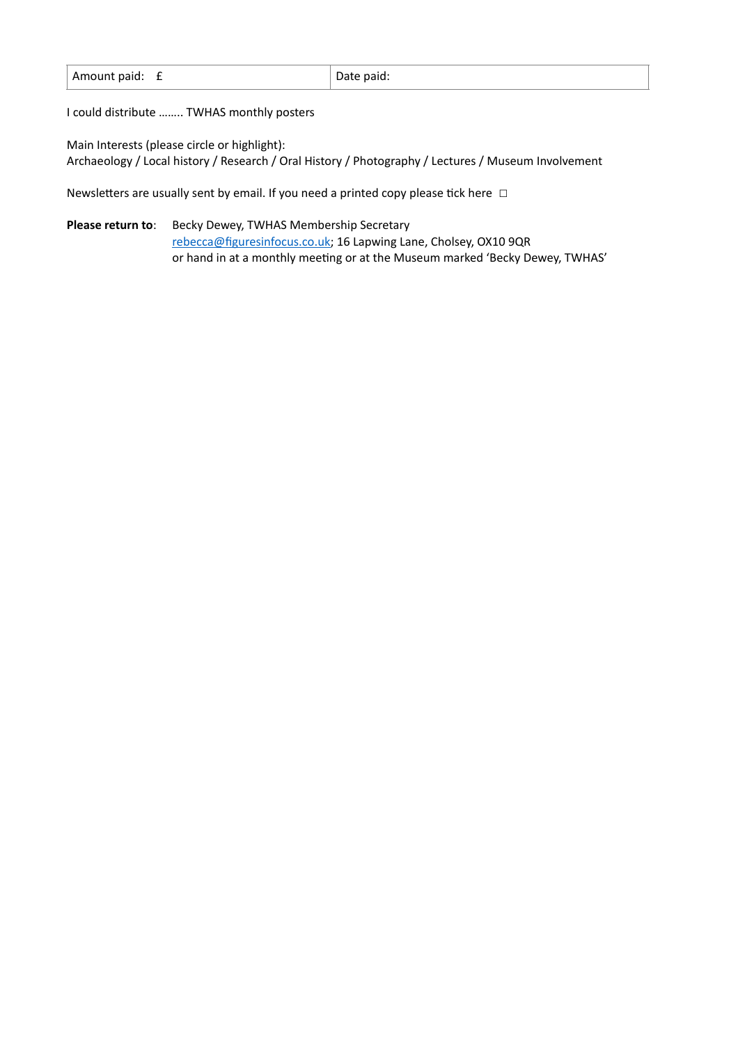| | |
|---|---|
| Amount paid: £ | Date paid: |

I could distribute …….. TWHAS monthly posters

Main Interests (please circle or highlight):
Archaeology / Local history / Research / Oral History / Photography / Lectures / Museum Involvement

Newsletters are usually sent by email. If you need a printed copy please tick here □

**Please return to**: Becky Dewey, TWHAS Membership Secretary
rebecca@figuresinfocus.co.uk; 16 Lapwing Lane, Cholsey, OX10 9QR
or hand in at a monthly meeting or at the Museum marked 'Becky Dewey, TWHAS'